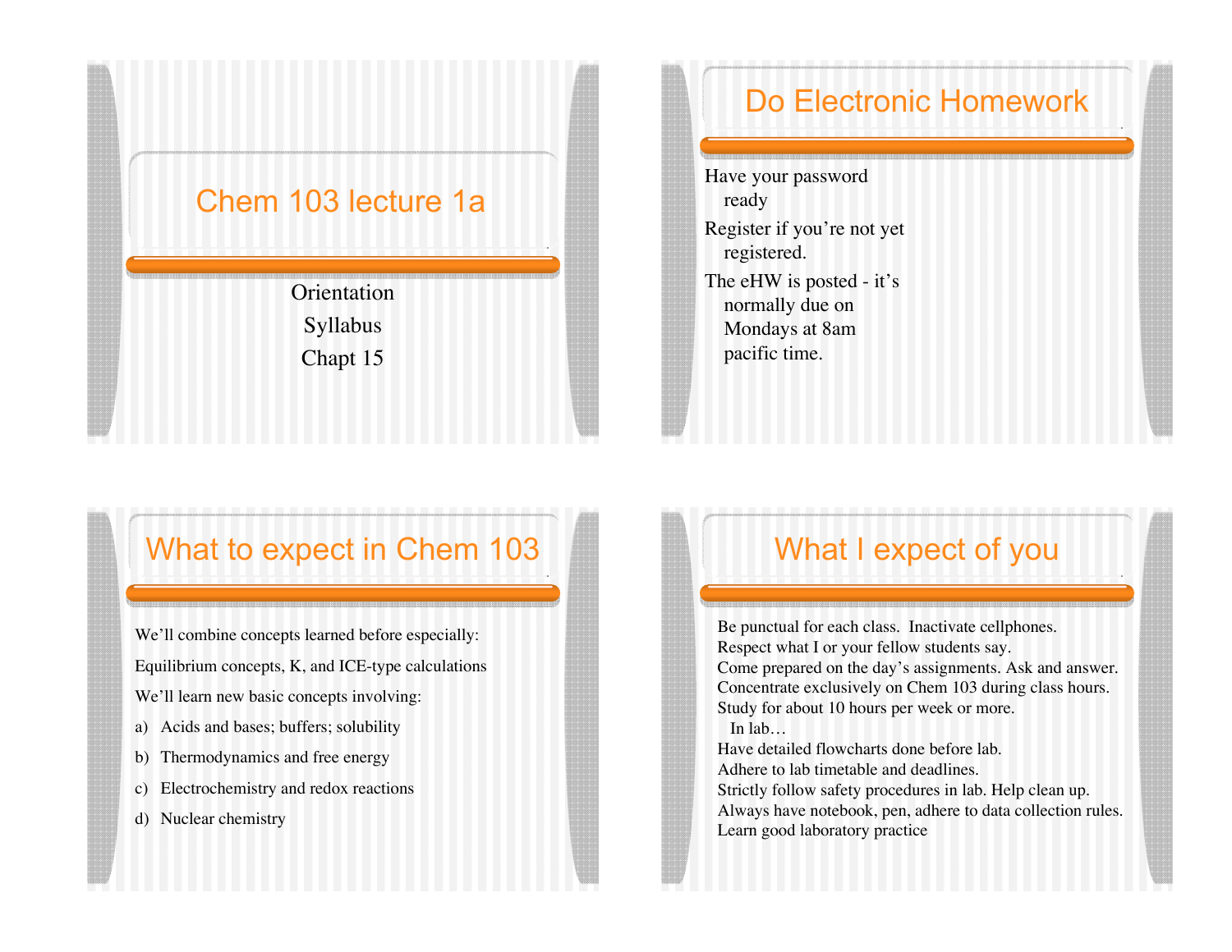# Chem 103 lecture 1a

Orientation

Syllabus

Chapt 15

# Do Electronic Homework

Have your password ready

Register if you're not yet registered.

The eHW is posted - it's normally due on Mondays at 8am pacific time.

# What to expect in Chem 103

We'll combine concepts learned before especially:

Equilibrium concepts, K, and ICE-type calculations

We'll learn new basic concepts involving:

a) Acids and bases; buffers; solubility
b) Thermodynamics and free energy
c) Electrochemistry and redox reactions
d) Nuclear chemistry

# What I expect of you

Be punctual for each class. Inactivate cellphones.
Respect what I or your fellow students say.
Come prepared on the day's assignments. Ask and answer.
Concentrate exclusively on Chem 103 during class hours.
Study for about 10 hours per week or more.

In lab…

Have detailed flowcharts done before lab.
Adhere to lab timetable and deadlines.
Strictly follow safety procedures in lab. Help clean up.
Always have notebook, pen, adhere to data collection rules.
Learn good laboratory practice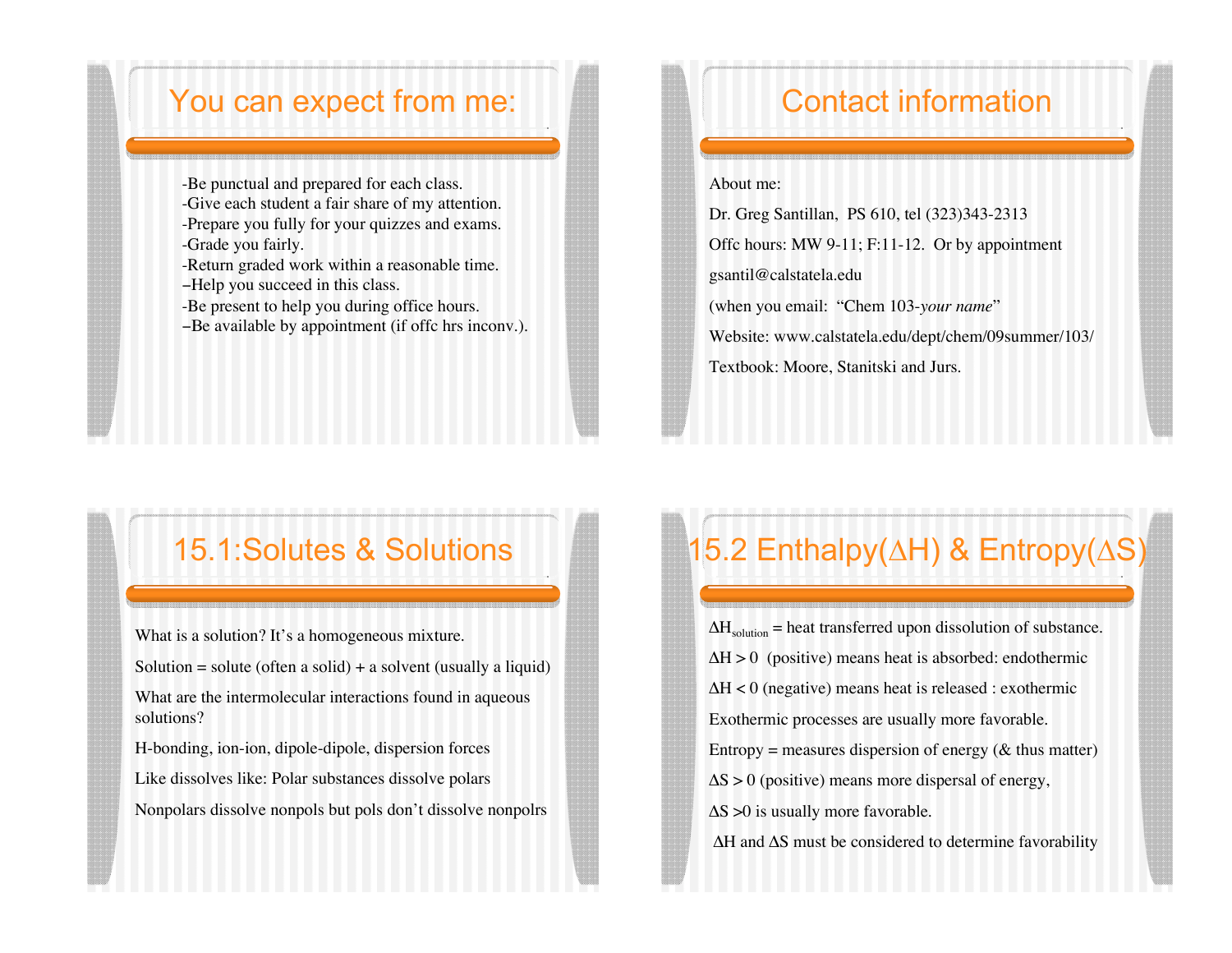## You can expect from me:

-Be punctual and prepared for each class.
-Give each student a fair share of my attention.
-Prepare you fully for your quizzes and exams.
-Grade you fairly.
-Return graded work within a reasonable time.
–Help you succeed in this class.
-Be present to help you during office hours.
–Be available by appointment (if offc hrs inconv.).

## Contact information

About me:

Dr. Greg Santillan, PS 610, tel (323)343-2313

Offc hours: MW 9-11; F:11-12. Or by appointment

gsantil@calstatela.edu

(when you email: "Chem 103-*your name*"

Website: www.calstatela.edu/dept/chem/09summer/103/

Textbook: Moore, Stanitski and Jurs.

## 15.1:Solutes & Solutions

What is a solution? It's a homogeneous mixture.

Solution = solute (often a solid) + a solvent (usually a liquid)

What are the intermolecular interactions found in aqueous solutions?

H-bonding, ion-ion, dipole-dipole, dispersion forces

Like dissolves like: Polar substances dissolve polars

Nonpolars dissolve nonpols but pols don't dissolve nonpolrs

## 15.2 Enthalpy($\Delta$H) & Entropy($\Delta$S)

$\Delta H_{solution}$ = heat transferred upon dissolution of substance.

$\Delta H > 0$ (positive) means heat is absorbed: endothermic

$\Delta H < 0$ (negative) means heat is released : exothermic

Exothermic processes are usually more favorable.

Entropy = measures dispersion of energy (& thus matter)

$\Delta S > 0$ (positive) means more dispersal of energy,

$\Delta S > 0$ is usually more favorable.

$\Delta H$ and $\Delta S$ must be considered to determine favorability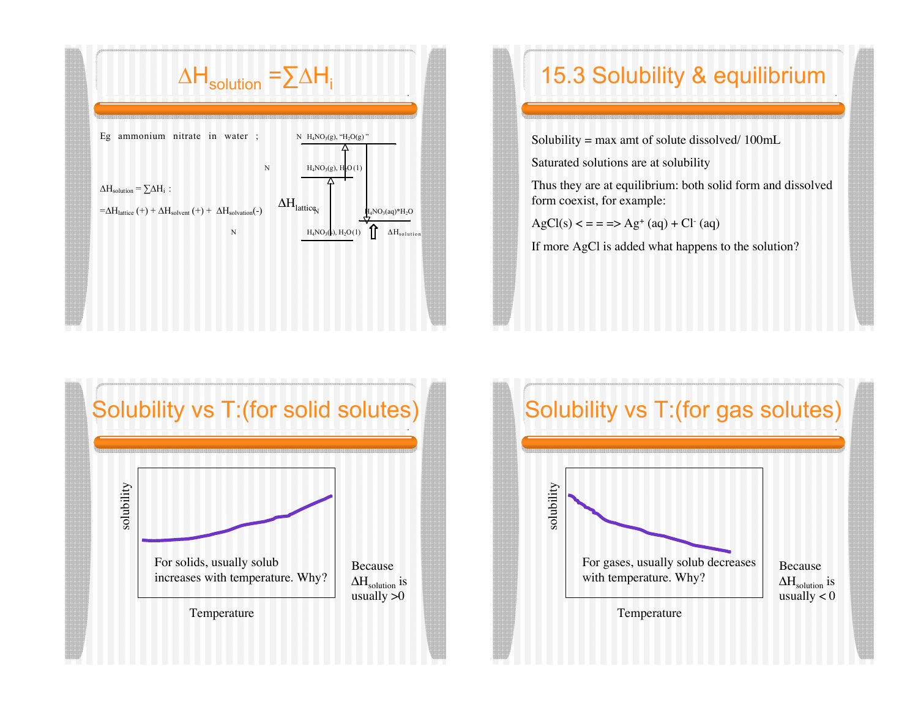# $\Delta H_{solution} = \sum \Delta H_i$

Eg ammonium nitrate in water ;

$\Delta H_{solution} = \sum \Delta H_i$ :

$= \Delta H_{lattice} (+) + \Delta H_{solvent} (+) + \Delta H_{solvation}(-)$

N

N H4NO3(g), "H2O(g)"

N H4NO3(g), H2O(l)

$\Delta H_{lattice}$ N

N H4NO3(aq)*H2O

N H4NO3(s), H2O(l)

$\Delta H_{solution}$

# 15.3 Solubility & equilibrium

Solubility = max amt of solute dissolved/ 100mL

Saturated solutions are at solubility

Thus they are at equilibrium: both solid form and dissolved form coexist, for example:

$AgCl(s) <===> Ag^+ (aq) + Cl^- (aq)$

If more AgCl is added what happens to the solution?

# Solubility vs T:(for solid solutes)

solubility

Temperature

For solids, usually solub increases with temperature. Why?

Because $\Delta H_{solution}$ is usually >0

# Solubility vs T:(for gas solutes)

solubility

Temperature

For gases, usually solub decreases with temperature. Why?

Because $\Delta H_{solution}$ is usually < 0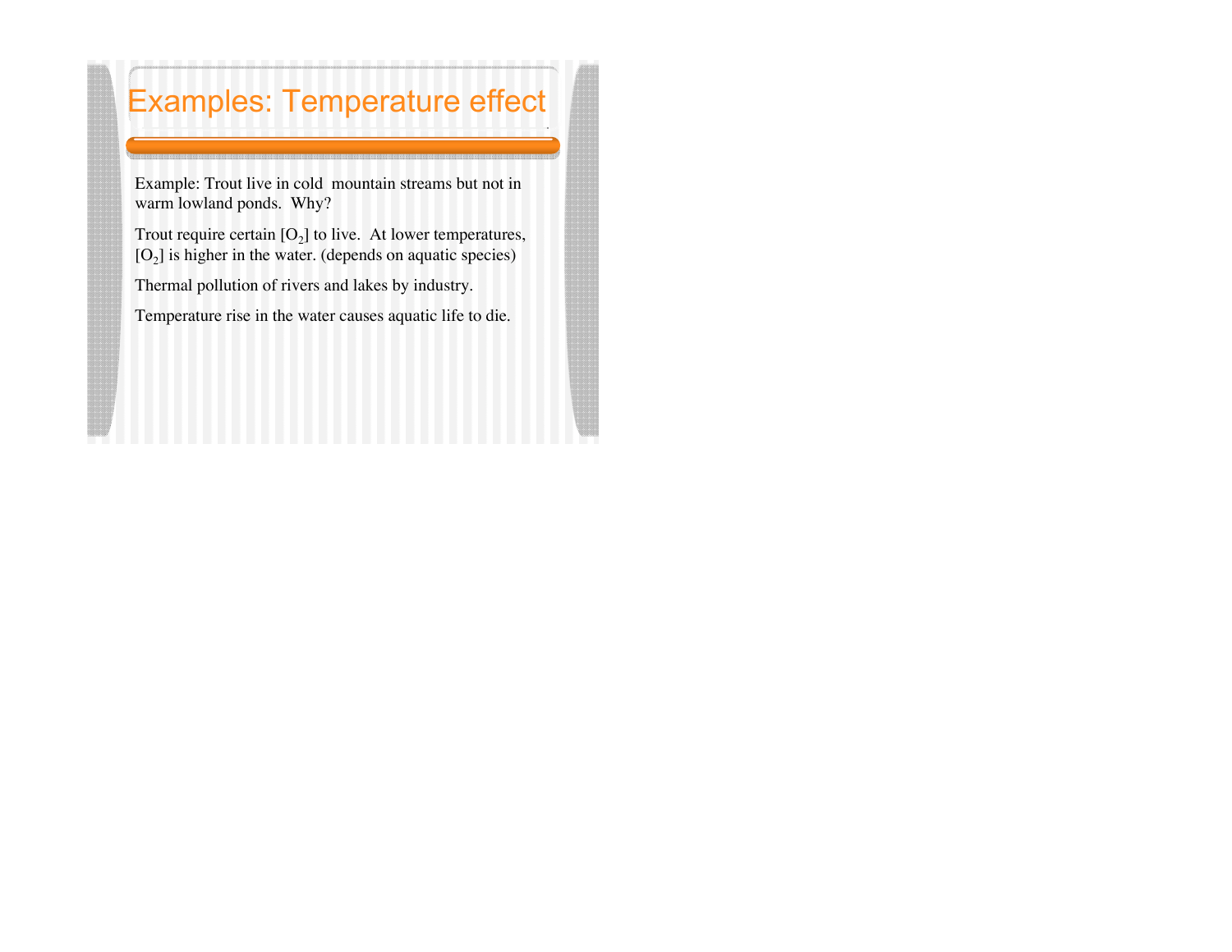# Examples: Temperature effect

Example: Trout live in cold mountain streams but not in warm lowland ponds. Why?

Trout require certain [$O_2$] to live. At lower temperatures, [$O_2$] is higher in the water. (depends on aquatic species)

Thermal pollution of rivers and lakes by industry.

Temperature rise in the water causes aquatic life to die.